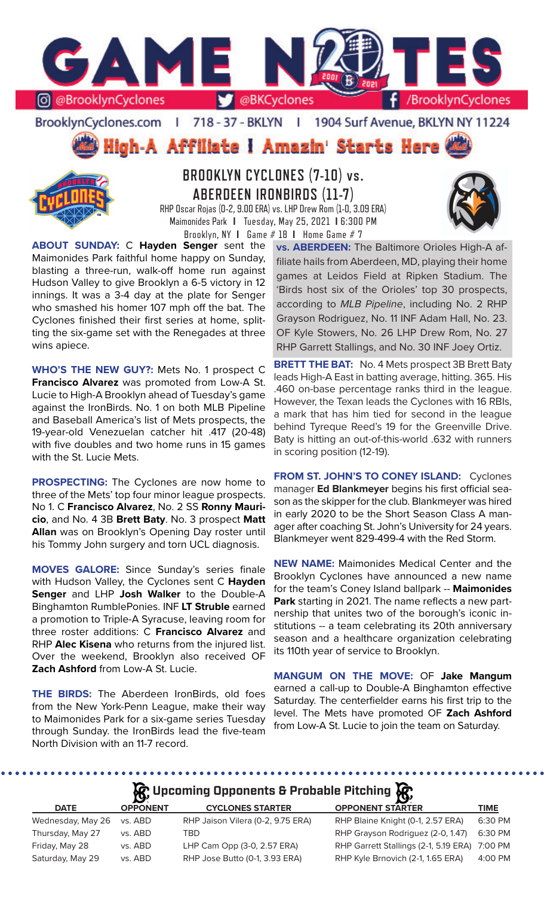# GAME NOTES

@BrooklynCyclones | @BKCyclones | /BrooklynCyclones

BrooklynCyclones.com | 718-37-BKLYN | 1904 Surf Avenue, BKLYN NY 11224

**High-A Affiliate | Amazin' Starts Here**

## BROOKLYN CYCLONES (7-10) vs. ABERDEEN IRONBIRDS (11-7)

RHP Oscar Rojas (0-2, 9.00 ERA) vs. LHP Drew Rom (1-0, 3.09 ERA)
Maimonides Park | Tuesday, May 25, 2021 | 6:300 PM
Brooklyn, NY | Game # 18 | Home Game # 7

**ABOUT SUNDAY:** C **Hayden Senger** sent the Maimonides Park faithful home happy on Sunday, blasting a three-run, walk-off home run against Hudson Valley to give Brooklyn a 6-5 victory in 12 innings. It was a 3-4 day at the plate for Senger who smashed his homer 107 mph off the bat. The Cyclones finished their first series at home, splitting the six-game set with the Renegades at three wins apiece.

**WHO'S THE NEW GUY?:** Mets No. 1 prospect C **Francisco Alvarez** was promoted from Low-A St. Lucie to High-A Brooklyn ahead of Tuesday's game against the IronBirds. No. 1 on both MLB Pipeline and Baseball America's list of Mets prospects, the 19-year-old Venezuelan catcher hit .417 (20-48) with five doubles and two home runs in 15 games with the St. Lucie Mets.

**PROSPECTING:** The Cyclones are now home to three of the Mets' top four minor league prospects. No 1. C **Francisco Alvarez**, No. 2 SS **Ronny Mauricio**, and No. 4 3B **Brett Baty**. No. 3 prospect **Matt Allan** was on Brooklyn's Opening Day roster until his Tommy John surgery and torn UCL diagnosis.

**MOVES GALORE:** Since Sunday's series finale with Hudson Valley, the Cyclones sent C **Hayden Senger** and LHP **Josh Walker** to the Double-A Binghamton RumblePonies. INF **LT Struble** earned a promotion to Triple-A Syracuse, leaving room for three roster additions: C **Francisco Alvarez** and RHP **Alec Kisena** who returns from the injured list. Over the weekend, Brooklyn also received OF **Zach Ashford** from Low-A St. Lucie.

**THE BIRDS:** The Aberdeen IronBirds, old foes from the New York-Penn League, make their way to Maimonides Park for a six-game series Tuesday through Sunday. the IronBirds lead the five-team North Division with an 11-7 record.

**vs. ABERDEEN:** The Baltimore Orioles High-A affiliate hails from Aberdeen, MD, playing their home games at Leidos Field at Ripken Stadium. The 'Birds host six of the Orioles' top 30 prospects, according to *MLB Pipeline*, including No. 2 RHP Grayson Rodriguez, No. 11 INF Adam Hall, No. 23. OF Kyle Stowers, No. 26 LHP Drew Rom, No. 27 RHP Garrett Stallings, and No. 30 INF Joey Ortiz.

**BRETT THE BAT:** No. 4 Mets prospect 3B Brett Baty leads High-A East in batting average, hitting. 365. His .460 on-base percentage ranks third in the league. However, the Texan leads the Cyclones with 16 RBIs, a mark that has him tied for second in the league behind Tyreque Reed's 19 for the Greenville Drive. Baty is hitting an out-of-this-world .632 with runners in scoring position (12-19).

**FROM ST. JOHN'S TO CONEY ISLAND:** Cyclones manager **Ed Blankmeyer** begins his first official season as the skipper for the club. Blankmeyer was hired in early 2020 to be the Short Season Class A manager after coaching St. John's University for 24 years. Blankmeyer went 829-499-4 with the Red Storm.

**NEW NAME:** Maimonides Medical Center and the Brooklyn Cyclones have announced a new name for the team's Coney Island ballpark -- **Maimonides Park** starting in 2021. The name reflects a new partnership that unites two of the borough's iconic institutions -- a team celebrating its 20th anniversary season and a healthcare organization celebrating its 110th year of service to Brooklyn.

**MANGUM ON THE MOVE:** OF **Jake Mangum** earned a call-up to Double-A Binghamton effective Saturday. The centerfielder earns his first trip to the level. The Mets have promoted OF **Zach Ashford** from Low-A St. Lucie to join the team on Saturday.

### Upcoming Opponents & Probable Pitching

| DATE | OPPONENT | CYCLONES STARTER | OPPONENT STARTER | TIME |
|---|---|---|---|---|
| Wednesday, May 26 | vs. ABD | RHP Jaison Vilera (0-2, 9.75 ERA) | RHP Blaine Knight (0-1, 2.57 ERA) | 6:30 PM |
| Thursday, May 27 | vs. ABD | TBD | RHP Grayson Rodriguez (2-0, 1.47) | 6:30 PM |
| Friday, May 28 | vs. ABD | LHP Cam Opp (3-0, 2.57 ERA) | RHP Garrett Stallings (2-1, 5.19 ERA) | 7:00 PM |
| Saturday, May 29 | vs. ABD | RHP Jose Butto (0-1, 3.93 ERA) | RHP Kyle Brnovich (2-1, 1.65 ERA) | 4:00 PM |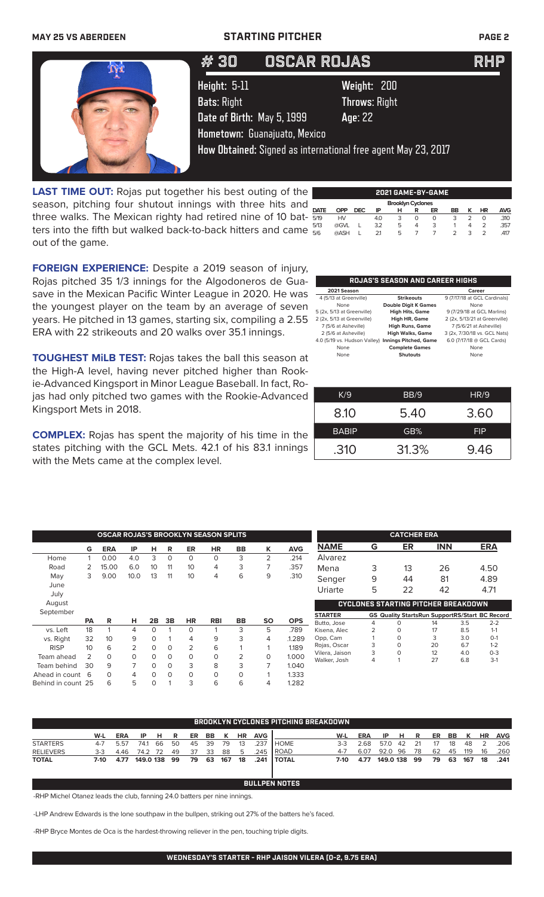# # 30 OSCAR ROJAS RHP

**Height:** 5-11 **Weight:** 200
**Bats:** Right **Throws:** Right
**Date of Birth:** May 5, 1999 **Age:** 22
**Hometown:** Guanajuato, Mexico
**How Obtained:** Signed as international free agent May 23, 2017

**LAST TIME OUT:** Rojas put together his best outing of the season, pitching four shutout innings with three hits and three walks. The Mexican righty had retired nine of 10 batters into the fifth but walked back-to-back hitters and came out of the game.

**FOREIGN EXPERIENCE:** Despite a 2019 season of injury, Rojas pitched 35 1/3 innings for the Algodoneros de Guasave in the Mexican Pacific Winter League in 2020. He was the youngest player on the team by an average of seven years. He pitched in 13 games, starting six, compiling a 2.55 ERA with 22 strikeouts and 20 walks over 35.1 innings.

**TOUGHEST MiLB TEST:** Rojas takes the ball this season at the High-A level, having never pitched higher than Rookie-Advanced Kingsport in Minor League Baseball. In fact, Rojas had only pitched two games with the Rookie-Advanced Kingsport Mets in 2018.

**COMPLEX:** Rojas has spent the majority of his time in the states pitching with the GCL Mets. 42.1 of his 83.1 innings with the Mets came at the complex level.

**2021 GAME-BY-GAME**

Brooklyn Cyclones

| DATE | OPP | DEC | IP | H | R | ER | BB | K | HR | AVG |
|---|---|---|---|---|---|---|---|---|---|---|
| 5/19 | HV | | 4.0 | 3 | 0 | 0 | 3 | 2 | 0 | .310 |
| 5/13 | @GVL | L | 3.2 | 5 | 4 | 3 | 1 | 4 | 2 | .357 |
| 5/6 | @ASH | L | 2.1 | 5 | 7 | 7 | 2 | 3 | 2 | .417 |

**ROJAS'S SEASON AND CAREER HIGHS**

| 2021 Season | | Career |
|---|---|---|
| 4 (5/13 at Greenville) | Strikeouts | 9 (7/17/18 at GCL Cardinals) |
| None | Double Digit K Games | None |
| 5 (2x, 5/13 at Greenville) | High Hits, Game | 9 (7/29/18 at GCL Marlins) |
| 2 (2x, 5/13 at Greenville) | High HR, Game | 2 (2x, 5/13/21 at Greenville) |
| 7 (5/6 at Asheville) | High Runs, Game | 7 (5/6/21 at Asheville) |
| 2 (5/6 at Asheville) | High Walks, Game | 3 (2x, 7/30/18 vs. GCL Nats) |
| 4.0 (5/19 vs. Hudson Valley) | Innings Pitched, Game | 6.0 (7/17/18 @ GCL Cards) |
| None | Complete Games | None |
| None | Shutouts | None |

| K/9 | BB/9 | HR/9 |
|---|---|---|
| 8.10 | 5.40 | 3.60 |
| **BABIP** | **GB%** | **FIP** |
| .310 | 31.3% | 9.46 |

**OSCAR ROJAS'S BROOKLYN SEASON SPLITS**

| | G | ERA | IP | H | R | ER | HR | BB | K | AVG |
|---|---|---|---|---|---|---|---|---|---|---|
| Home | 1 | 0.00 | 4.0 | 3 | 0 | 0 | 0 | 3 | 2 | .214 |
| Road | 2 | 15.00 | 6.0 | 10 | 11 | 10 | 4 | 3 | 7 | .357 |
| May | 3 | 9.00 | 10.0 | 13 | 11 | 10 | 4 | 6 | 9 | .310 |
| June | | | | | | | | | | |
| July | | | | | | | | | | |
| August | | | | | | | | | | |
| September | | | | | | | | | | |

| | PA | R | H | 2B | 3B | HR | RBI | BB | SO | OPS |
|---|---|---|---|---|---|---|---|---|---|---|
| vs. Left | 18 | 1 | 4 | 0 | 1 | 0 | 1 | 3 | 5 | .789 |
| vs. Right | 32 | 10 | 9 | 0 | 1 | 4 | 9 | 3 | 4 | 1.289 |
| RISP | 10 | 6 | 2 | 0 | 0 | 2 | 6 | 1 | 1 | 1.189 |
| Team ahead | 2 | 0 | 0 | 0 | 0 | 0 | 0 | 2 | 0 | 1.000 |
| Team behind | 30 | 9 | 7 | 0 | 0 | 3 | 8 | 3 | 7 | 1.040 |
| Ahead in count | 6 | 0 | 4 | 0 | 0 | 0 | 0 | 0 | 1 | 1.333 |
| Behind in count | 25 | 6 | 5 | 0 | 1 | 3 | 6 | 6 | 4 | 1.282 |

**CATCHER ERA**

| NAME | G | ER | INN | ERA |
|---|---|---|---|---|
| Alvarez | | | | |
| Mena | 3 | 13 | 26 | 4.50 |
| Senger | 9 | 44 | 81 | 4.89 |
| Uriarte | 5 | 22 | 42 | 4.71 |

**CYCLONES STARTING PITCHER BREAKDOWN**

| STARTER | GS | Quality Starts | Run Support | RS/Start | BC Record |
|---|---|---|---|---|---|
| Butto, Jose | 4 | 0 | 14 | 3.5 | 2-2 |
| Kisena, Alec | 2 | 0 | 17 | 8.5 | 1-1 |
| Opp, Cam | 1 | 0 | 3 | 3.0 | 0-1 |
| Rojas, Oscar | 3 | 0 | 20 | 6.7 | 1-2 |
| Vilera, Jaison | 3 | 0 | 12 | 4.0 | 0-3 |
| Walker, Josh | 4 | 1 | 27 | 6.8 | 3-1 |

**BROOKLYN CYCLONES PITCHING BREAKDOWN**

| | W-L | ERA | IP | H | R | ER | BB | K | HR | AVG |
|---|---|---|---|---|---|---|---|---|---|---|
| STARTERS | 4-7 | 5.57 | 74.1 | 66 | 50 | 45 | 39 | 79 | 13 | .237 |
| RELIEVERS | 3-3 | 4.46 | 74.2 | 72 | 49 | 37 | 33 | 88 | 5 | .245 |
| **TOTAL** | **7-10** | **4.77** | **149.0** | **138** | **99** | **79** | **63** | **167** | **18** | **.241** |

| | W-L | ERA | IP | H | R | ER | BB | K | HR | AVG |
|---|---|---|---|---|---|---|---|---|---|---|
| HOME | 3-3 | 2.68 | 57.0 | 42 | 21 | 17 | 18 | 48 | 2 | .206 |
| ROAD | 4-7 | 6.07 | 92.0 | 96 | 78 | 62 | 45 | 119 | 16 | .260 |
| **TOTAL** | **7-10** | **4.77** | **149.0** | **138** | **99** | **79** | **63** | **167** | **18** | **.241** |

**BULLPEN NOTES**

-RHP Michel Otanez leads the club, fanning 24.0 batters per nine innings.

-LHP Andrew Edwards is the lone southpaw in the bullpen, striking out 27% of the batters he's faced.

-RHP Bryce Montes de Oca is the hardest-throwing reliever in the pen, touching triple digits.

**WEDNESDAY'S STARTER - RHP JAISON VILERA (0-2, 9.75 ERA)**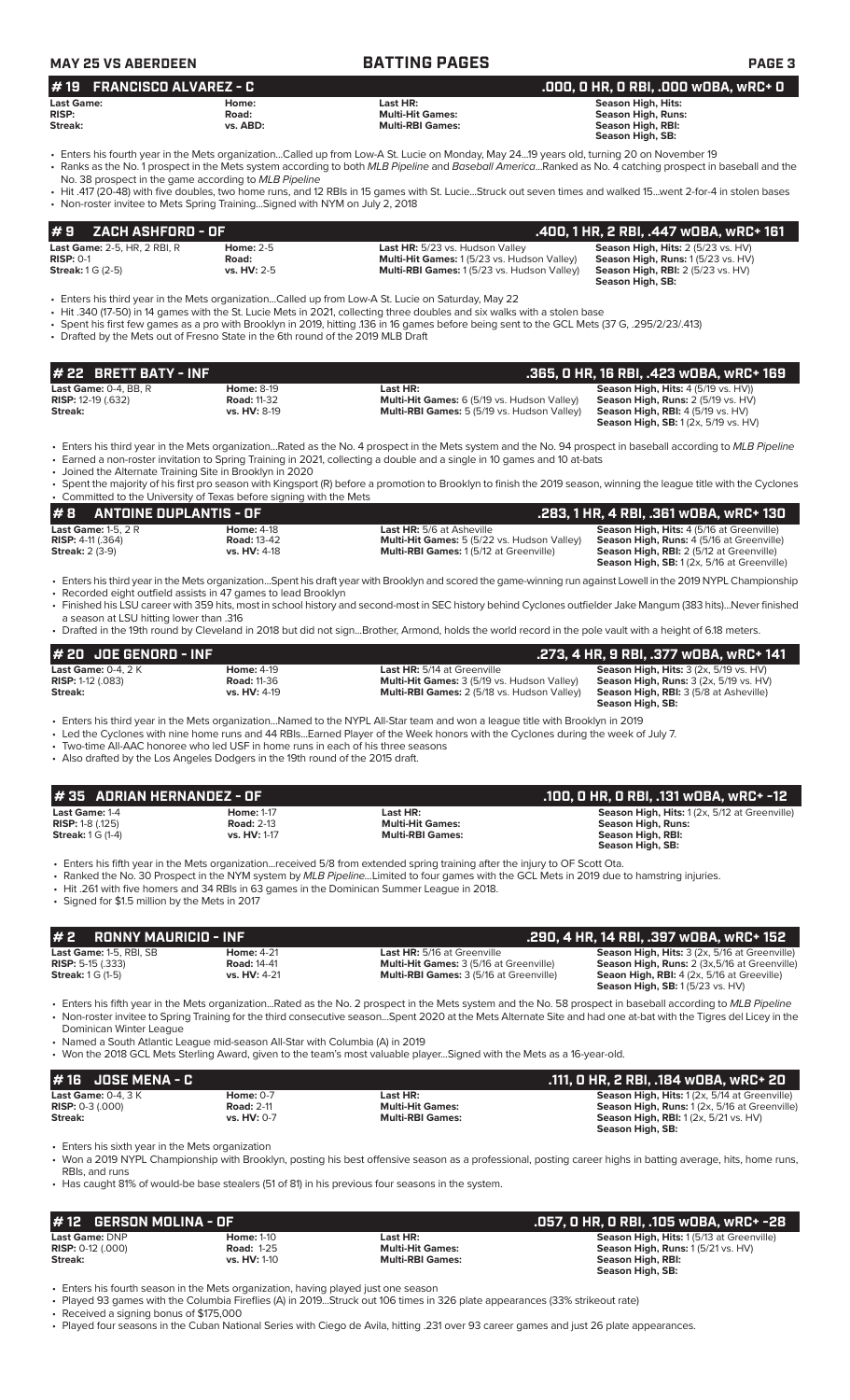**MAY 25 VS ABERDEEN** | **BATTING PAGES**

## # 19 FRANCISCO ALVAREZ - C
**.000, 0 HR, 0 RBI, .000 wOBA, wRC+ 0**

| | | | |
|---|---|---|---|
| **Last Game:** | **Home:** | **Last HR:** | **Season High, Hits:** |
| **RISP:** | **Road:** | **Multi-Hit Games:** | **Season High, Runs:** |
| **Streak:** | **vs. ABD:** | **Multi-RBI Games:** | **Season High, RBI:** |
| | | | **Season High, SB:** |

- Enters his fourth year in the Mets organization...Called up from Low-A St. Lucie on Monday, May 24...19 years old, turning 20 on November 19
- Ranks as the No. 1 prospect in the Mets system according to both *MLB Pipeline* and *Baseball America*...Ranked as No. 4 catching prospect in baseball and the No. 38 prospect in the game according to *MLB Pipeline*
- Hit .417 (20-48) with five doubles, two home runs, and 12 RBIs in 15 games with St. Lucie...Struck out seven times and walked 15...went 2-for-4 in stolen bases
- Non-roster invitee to Mets Spring Training...Signed with NYM on July 2, 2018

## # 9 ZACH ASHFORD - OF
**.400, 1 HR, 2 RBI, .447 wOBA, wRC+ 161**

| | | | |
|---|---|---|---|
| **Last Game:** 2-5, HR, 2 RBI, R | **Home:** 2-5 | **Last HR:** 5/23 vs. Hudson Valley | **Season High, Hits:** 2 (5/23 vs. HV) |
| **RISP:** 0-1 | **Road:** | **Multi-Hit Games:** 1 (5/23 vs. Hudson Valley) | **Season High, Runs:** 1 (5/23 vs. HV) |
| **Streak:** 1 G (2-5) | **vs. HV:** 2-5 | **Multi-RBI Games:** 1 (5/23 vs. Hudson Valley) | **Season High, RBI:** 2 (5/23 vs. HV) |
| | | | **Season High, SB:** |

- Enters his third year in the Mets organization...Called up from Low-A St. Lucie on Saturday, May 22
- Hit .340 (17-50) in 14 games with the St. Lucie Mets in 2021, collecting three doubles and six walks with a stolen base
- Spent his first few games as a pro with Brooklyn in 2019, hitting .136 in 16 games before being sent to the GCL Mets (37 G, .295/2/23/.413)
- Drafted by the Mets out of Fresno State in the 6th round of the 2019 MLB Draft

## # 22 BRETT BATY - INF
**.365, 0 HR, 16 RBI, .423 wOBA, wRC+ 169**

| | | | |
|---|---|---|---|
| **Last Game:** 0-4, BB, R | **Home:** 8-19 | **Last HR:** | **Season High, Hits:** 4 (5/19 vs. HV)) |
| **RISP:** 12-19 (.632) | **Road:** 11-32 | **Multi-Hit Games:** 6 (5/19 vs. Hudson Valley) | **Season High, Runs:** 2 (5/19 vs. HV) |
| **Streak:** | **vs. HV:** 8-19 | **Multi-RBI Games:** 5 (5/19 vs. Hudson Valley) | **Season High, RBI:** 4 (5/19 vs. HV) |
| | | | **Season High, SB:** 1 (2x, 5/19 vs. HV) |

- Enters his third year in the Mets organization...Rated as the No. 4 prospect in the Mets system and the No. 94 prospect in baseball according to *MLB Pipeline*
- Earned a non-roster invitation to Spring Training in 2021, collecting a double and a single in 10 games and 10 at-bats
- Joined the Alternate Training Site in Brooklyn in 2020
- Spent the majority of his first pro season with Kingsport (R) before a promotion to Brooklyn to finish the 2019 season, winning the league title with the Cyclones
- Committed to the University of Texas before signing with the Mets

## # 8 ANTOINE DUPLANTIS - OF
**.283, 1 HR, 4 RBI, .361 wOBA, wRC+ 130**

| | | | |
|---|---|---|---|
| **Last Game:** 1-5, 2 R | **Home:** 4-18 | **Last HR:** 5/6 at Asheville | **Season High, Hits:** 4 (5/16 at Greenville) |
| **RISP:** 4-11 (.364) | **Road:** 13-42 | **Multi-Hit Games:** 5 (5/22 vs. Hudson Valley) | **Season High, Runs:** 4 (5/16 at Greenville) |
| **Streak:** 2 (3-9) | **vs. HV:** 4-18 | **Multi-RBI Games:** 1 (5/12 at Greenville) | **Season High, RBI:** 2 (5/12 at Greenville) |
| | | | **Season High, SB:** 1 (2x, 5/16 at Greenville) |

- Enters his third year in the Mets organization...Spent his draft year with Brooklyn and scored the game-winning run against Lowell in the 2019 NYPL Championship
- Recorded eight outfield assists in 47 games to lead Brooklyn
- Finished his LSU career with 359 hits, most in school history and second-most in SEC history behind Cyclones outfielder Jake Mangum (383 hits)...Never finished a season at LSU hitting lower than .316
- Drafted in the 19th round by Cleveland in 2018 but did not sign...Brother, Armond, holds the world record in the pole vault with a height of 6.18 meters.

## # 20 JOE GENORD - INF
**.273, 4 HR, 9 RBI, .377 wOBA, wRC+ 141**

| | | | |
|---|---|---|---|
| **Last Game:** 0-4, 2 K | **Home:** 4-19 | **Last HR:** 5/14 at Greenville | **Season High, Hits:** 3 (2x, 5/19 vs. HV) |
| **RISP:** 1-12 (.083) | **Road:** 11-36 | **Multi-Hit Games:** 3 (5/19 vs. Hudson Valley) | **Season High, Runs:** 3 (2x, 5/19 vs. HV) |
| **Streak:** | **vs. HV:** 4-19 | **Multi-RBI Games:** 2 (5/18 vs. Hudson Valley) | **Season High, RBI:** 3 (5/8 at Asheville) |
| | | | **Season High, SB:** |

- Enters his third year in the Mets organization...Named to the NYPL All-Star team and won a league title with Brooklyn in 2019
- Led the Cyclones with nine home runs and 44 RBIs...Earned Player of the Week honors with the Cyclones during the week of July 7.
- Two-time All-AAC honoree who led USF in home runs in each of his three seasons
- Also drafted by the Los Angeles Dodgers in the 19th round of the 2015 draft.

## # 35 ADRIAN HERNANDEZ - OF
**.100, 0 HR, 0 RBI, .131 wOBA, wRC+ -12**

| | | | |
|---|---|---|---|
| **Last Game:** 1-4 | **Home:** 1-17 | **Last HR:** | **Season High, Hits:** 1 (2x, 5/12 at Greenville) |
| **RISP:** 1-8 (.125) | **Road:** 2-13 | **Multi-Hit Games:** | **Season High, Runs:** |
| **Streak:** 1 G (1-4) | **vs. HV:** 1-17 | **Multi-RBI Games:** | **Season High, RBI:** |
| | | | **Season High, SB:** |

- Enters his fifth year in the Mets organization...received 5/8 from extended spring training after the injury to OF Scott Ota.
- Ranked the No. 30 Prospect in the NYM system by *MLB Pipeline*...Limited to four games with the GCL Mets in 2019 due to hamstring injuries.
- Hit .261 with five homers and 34 RBIs in 63 games in the Dominican Summer League in 2018.
- Signed for $1.5 million by the Mets in 2017

## # 2 RONNY MAURICIO - INF
**.290, 4 HR, 14 RBI, .397 wOBA, wRC+ 152**

| | | | |
|---|---|---|---|
| **Last Game:** 1-5, RBI, SB | **Home:** 4-21 | **Last HR:** 5/16 at Greenville | **Season High, Hits:** 3 (2x, 5/16 at Greenville) |
| **RISP:** 5-15 (.333) | **Road:** 14-41 | **Multi-Hit Games:** 3 (5/16 at Greenville) | **Season High, Runs:** 2 (3x,5/16 at Greenville) |
| **Streak:** 1 G (1-5) | **vs. HV:** 4-21 | **Multi-RBI Games:** 3 (5/16 at Greenville) | **Seaon High, RBI:** 4 (2x, 5/16 at Greeville) |
| | | | **Season High, SB:** 1 (5/23 vs. HV) |

- Enters his fifth year in the Mets organization...Rated as the No. 2 prospect in the Mets system and the No. 58 prospect in baseball according to *MLB Pipeline*
- Non-roster invitee to Spring Training for the third consecutive season...Spent 2020 at the Mets Alternate Site and had one at-bat with the Tigres del Licey in the Dominican Winter League
- Named a South Atlantic League mid-season All-Star with Columbia (A) in 2019
- Won the 2018 GCL Mets Sterling Award, given to the team's most valuable player...Signed with the Mets as a 16-year-old.

## # 16 JOSE MENA - C
**.111, 0 HR, 2 RBI, .184 wOBA, wRC+ 20**

| | | | |
|---|---|---|---|
| **Last Game:** 0-4, 3 K | **Home:** 0-7 | **Last HR:** | **Season High, Hits:** 1 (2x, 5/14 at Greenville) |
| **RISP:** 0-3 (.000) | **Road:** 2-11 | **Multi-Hit Games:** | **Season High, Runs:** 1 (2x, 5/16 at Greenville) |
| **Streak:** | **vs. HV:** 0-7 | **Multi-RBI Games:** | **Season High, RBI:** 1 (2x, 5/21 vs. HV) |
| | | | **Season High, SB:** |

- Enters his sixth year in the Mets organization
- Won a 2019 NYPL Championship with Brooklyn, posting his best offensive season as a professional, posting career highs in batting average, hits, home runs, RBIs, and runs
- Has caught 81% of would-be base stealers (51 of 81) in his previous four seasons in the system.

## # 12 GERSON MOLINA - OF
**.057, 0 HR, 0 RBI, .105 wOBA, wRC+ -28**

| | | | |
|---|---|---|---|
| **Last Game:** DNP | **Home:** 1-10 | **Last HR:** | **Season High, Hits:** 1 (5/13 at Greenville) |
| **RISP:** 0-12 (.000) | **Road:** 1-25 | **Multi-Hit Games:** | **Season High, Runs:** 1 (5/21 vs. HV) |
| **Streak:** | **vs. HV:** 1-10 | **Multi-RBI Games:** | **Season High, RBI:** |
| | | | **Season High, SB:** |

- Enters his fourth season in the Mets organization, having played just one season
- Played 93 games with the Columbia Fireflies (A) in 2019...Struck out 106 times in 326 plate appearances (33% strikeout rate)
- Received a signing bonus of $175,000
- Played four seasons in the Cuban National Series with Ciego de Avila, hitting .231 over 93 career games and just 26 plate appearances.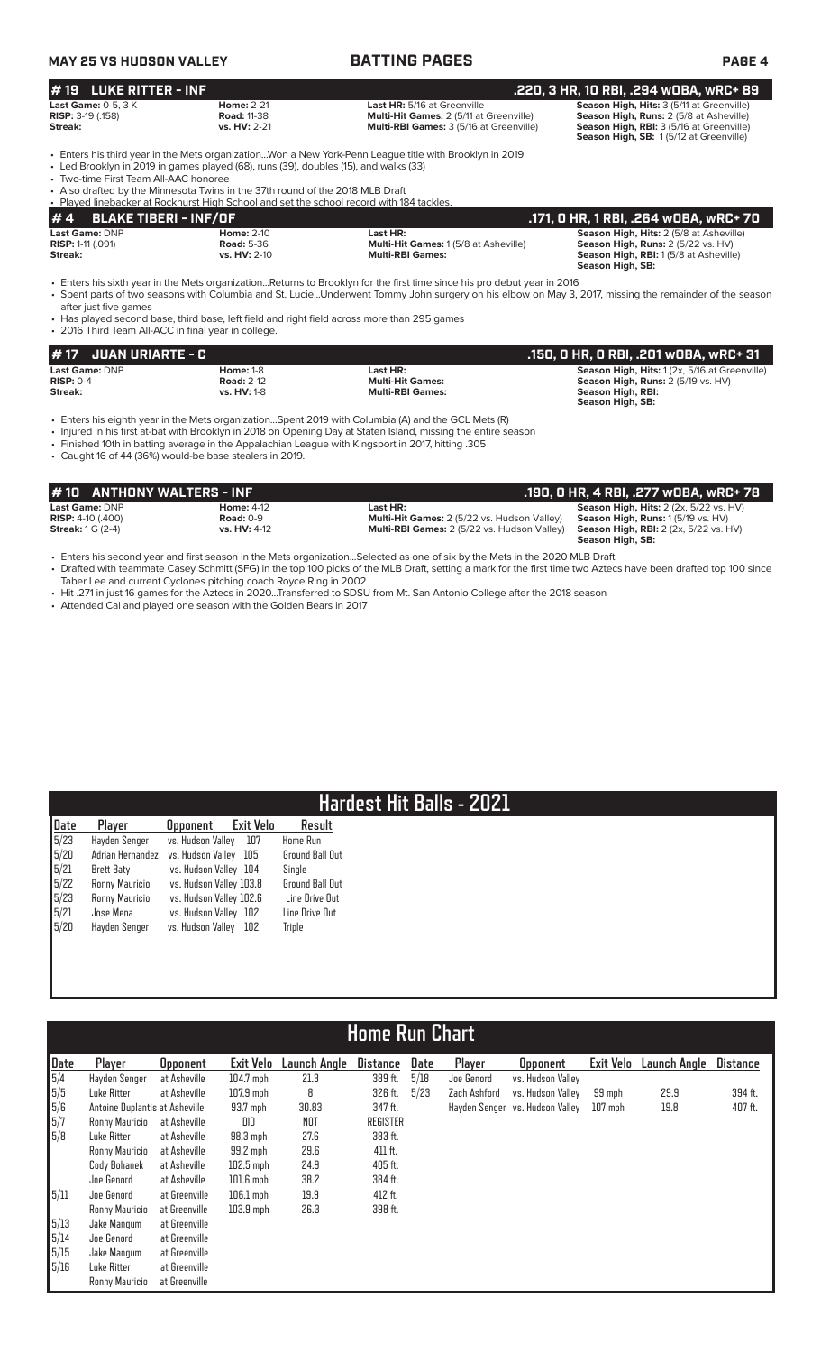## BATTING PAGES

### #19 LUKE RITTER - INF — .220, 3 HR, 10 RBI, .294 wOBA, wRC+ 89

**Last Game:** 0-5, 3 K
**RISP:** 3-19 (.158)
**Streak:**

**Home:** 2-21
**Road:** 11-38
**vs. HV:** 2-21

**Last HR:** 5/16 at Greenville
**Multi-Hit Games:** 2 (5/11 at Greenville)
**Multi-RBI Games:** 3 (5/16 at Greenville)

**Season High, Hits:** 3 (5/11 at Greenville)
**Season High, Runs:** 2 (5/8 at Asheville)
**Season High, RBI:** 3 (5/16 at Greenville)
**Season High, SB:** 1 (5/12 at Greenville)

- Enters his third year in the Mets organization...Won a New York-Penn League title with Brooklyn in 2019
- Led Brooklyn in 2019 in games played (68), runs (39), doubles (15), and walks (33)
- Two-time First Team All-AAC honoree
- Also drafted by the Minnesota Twins in the 37th round of the 2018 MLB Draft
- Played linebacker at Rockhurst High School and set the school record with 184 tackles.

### #4 BLAKE TIBERI - INF/OF — .171, 0 HR, 1 RBI, .264 wOBA, wRC+ 70

**Last Game:** DNP
**RISP:** 1-11 (.091)
**Streak:**

**Home:** 2-10
**Road:** 5-36
**vs. HV:** 2-10

**Last HR:**
**Multi-Hit Games:** 1 (5/8 at Asheville)
**Multi-RBI Games:**

**Season High, Hits:** 2 (5/8 at Asheville)
**Season High, Runs:** 2 (5/22 vs. HV)
**Season High, RBI:** 1 (5/8 at Asheville)
**Season High, SB:**

- Enters his sixth year in the Mets organization...Returns to Brooklyn for the first time since his pro debut year in 2016
- Spent parts of two seasons with Columbia and St. Lucie...Underwent Tommy John surgery on his elbow on May 3, 2017, missing the remainder of the season after just five games
- Has played second base, third base, left field and right field across more than 295 games
- 2016 Third Team All-ACC in final year in college.

### #17 JUAN URIARTE - C — .150, 0 HR, 0 RBI, .201 wOBA, wRC+ 31

**Last Game:** DNP
**RISP:** 0-4
**Streak:**

**Home:** 1-8
**Road:** 2-12
**vs. HV:** 1-8

**Last HR:**
**Multi-Hit Games:**
**Multi-RBI Games:**

**Season High, Hits:** 1 (2x, 5/16 at Greenville)
**Season High, Runs:** 2 (5/19 vs. HV)
**Season High, RBI:**
**Season High, SB:**

- Enters his eighth year in the Mets organization...Spent 2019 with Columbia (A) and the GCL Mets (R)
- Injured in his first at-bat with Brooklyn in 2018 on Opening Day at Staten Island, missing the entire season
- Finished 10th in batting average in the Appalachian League with Kingsport in 2017, hitting .305
- Caught 16 of 44 (36%) would-be base stealers in 2019.

### #10 ANTHONY WALTERS - INF — .190, 0 HR, 4 RBI, .277 wOBA, wRC+ 78

**Last Game:** DNP
**RISP:** 4-10 (.400)
**Streak:** 1 G (2-4)

**Home:** 4-12
**Road:** 0-9
**vs. HV:** 4-12

**Last HR:**
**Multi-Hit Games:** 2 (5/22 vs. Hudson Valley)
**Multi-RBI Games:** 2 (5/22 vs. Hudson Valley)

**Season High, Hits:** 2 (2x, 5/22 vs. HV)
**Season High, Runs:** 1 (5/19 vs. HV)
**Season High, RBI:** 2 (2x, 5/22 vs. HV)
**Season High, SB:**

- Enters his second year and first season in the Mets organization...Selected as one of six by the Mets in the 2020 MLB Draft
- Drafted with teammate Casey Schmitt (SFG) in the top 100 picks of the MLB Draft, setting a mark for the first time two Aztecs have been drafted top 100 since Taber Lee and current Cyclones pitching coach Royce Ring in 2002
- Hit .271 in just 16 games for the Aztecs in 2020...Transferred to SDSU from Mt. San Antonio College after the 2018 season
- Attended Cal and played one season with the Golden Bears in 2017

## Hardest Hit Balls - 2021

| Date | Player | Opponent | Exit Velo | Result |
|---|---|---|---|---|
| 5/23 | Hayden Senger | vs. Hudson Valley | 107 | Home Run |
| 5/20 | Adrian Hernandez | vs. Hudson Valley | 105 | Ground Ball Out |
| 5/21 | Brett Baty | vs. Hudson Valley | 104 | Single |
| 5/22 | Ronny Mauricio | vs. Hudson Valley | 103.8 | Ground Ball Out |
| 5/23 | Ronny Mauricio | vs. Hudson Valley | 102.6 | Line Drive Out |
| 5/21 | Jose Mena | vs. Hudson Valley | 102 | Line Drive Out |
| 5/20 | Hayden Senger | vs. Hudson Valley | 102 | Triple |

## Home Run Chart

| Date | Player | Opponent | Exit Velo | Launch Angle | Distance |
|---|---|---|---|---|---|
| 5/4 | Hayden Senger | at Asheville | 104.7 mph | 21.3 | 389 ft. |
| 5/5 | Luke Ritter | at Asheville | 107.9 mph | 8 | 326 ft. |
| 5/6 | Antoine Duplantis | at Asheville | 93.7 mph | 30.83 | 347 ft. |
| 5/7 | Ronny Mauricio | at Asheville | DID | NOT | REGISTER |
| 5/8 | Luke Ritter | at Asheville | 98.3 mph | 27.6 | 383 ft. |
| | Ronny Mauricio | at Asheville | 99.2 mph | 29.6 | 411 ft. |
| | Cody Bohanek | at Asheville | 102.5 mph | 24.9 | 405 ft. |
| | Joe Genord | at Asheville | 101.6 mph | 38.2 | 384 ft. |
| 5/11 | Joe Genord | at Greenville | 106.1 mph | 19.9 | 412 ft. |
| | Ronny Mauricio | at Greenville | 103.9 mph | 26.3 | 398 ft. |
| 5/13 | Jake Mangum | at Greenville | | | |
| 5/14 | Joe Genord | at Greenville | | | |
| 5/15 | Jake Mangum | at Greenville | | | |
| 5/16 | Luke Ritter | at Greenville | | | |
| | Ronny Mauricio | at Greenville | | | |
| 5/18 | Joe Genord | vs. Hudson Valley | | | |
| 5/23 | Zach Ashford | vs. Hudson Valley | 99 mph | 29.9 | 394 ft. |
| | Hayden Senger | vs. Hudson Valley | 107 mph | 19.8 | 407 ft. |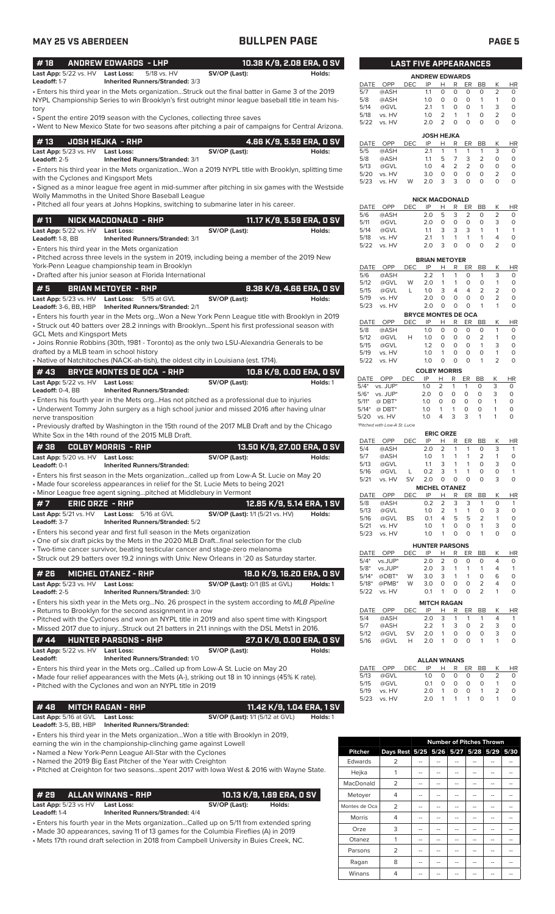# MAY 25 VS ABERDEEN — BULLPEN PAGE

## #18 ANDREW EDWARDS - LHP — 10.38 K/9, 2.08 ERA, 0 SV

**Last App:** 5/22 vs. HV **Last Loss:** 5/18 vs. HV **SV/OP (Last):** **Holds:**
**Leadoff:** 1-7 **Inherited Runners/Stranded:** 3/3

- Enters his third year in the Mets organization...Struck out the final batter in Game 3 of the 2019 NYPL Championship Series to win Brooklyn's first outright minor league baseball title in team history
- Spent the entire 2019 season with the Cyclones, collecting three saves
- Went to New Mexico State for two seasons after pitching a pair of campaigns for Central Arizona.

## #13 JOSH HEJKA - RHP — 4.66 K/9, 5.59 ERA, 0 SV

**Last App:** 5/23 vs. HV **Last Loss:** **SV/OP (Last):** **Holds:**
**Leadoff:** 2-5 **Inherited Runners/Stranded:** 3/1

- Enters his third year in the Mets organization...Won a 2019 NYPL title with Brooklyn, splitting time with the Cyclones and Kingsport Mets
- Signed as a minor league free agent in mid-summer after pitching in six games with the Westside Wolly Mammoths in the United Shore Baseball League
- Pitched all four years at Johns Hopkins, switching to submarine later in his career.

## #11 NICK MACDONALD - RHP — 11.17 K/9, 5.59 ERA, 0 SV

**Last App:** 5/22 vs. HV **Last Loss:** **SV/OP (Last):** **Holds:**
**Leadoff:** 1-8, BB **Inherited Runners/Stranded:** 3/1

- Enters his third year in the Mets organization
- Pitched across three levels in the system in 2019, including being a member of the 2019 New York-Penn League championship team in Brooklyn
- Drafted after his junior season at Florida International

## #5 BRIAN METOYER - RHP — 8.38 K/9, 4.66 ERA, 0 SV

**Last App:** 5/23 vs. HV **Last Loss:** 5/15 at GVL **SV/OP (Last):** **Holds:**
**Leadoff:** 3-6, BB, HBP **Inherited Runners/Stranded:** 2/1

- Enters his fourth year in the Mets org...Won a New York Penn League title with Brooklyn in 2019
- Struck out 40 batters over 28.2 innings with Brooklyn...Spent his first professional season with GCL Mets and Kingsport Mets
- Joins Ronnie Robbins (30th, 1981 - Toronto) as the only two LSU-Alexandria Generals to be drafted by a MLB team in school history
- Native of Natchitoches (NACK-ah-tish), the oldest city in Louisiana (est. 1714).

## #43 BRYCE MONTES DE OCA - RHP — 10.8 K/9, 0.00 ERA, 0 SV

**Last App:** 5/22 vs. HV **Last Loss:** **SV/OP (Last):** **Holds:** 1
**Leadoff:** 0-4, BB **Inherited Runners/Stranded:**

- Enters his fourth year in the Mets org...Has not pitched as a professional due to injuries
- Underwent Tommy John surgery as a high school junior and missed 2016 after having ulnar nerve transposition
- Previously drafted by Washington in the 15th round of the 2017 MLB Draft and by the Chicago White Sox in the 14th round of the 2015 MLB Draft.

## #38 COLBY MORRIS - RHP — 13.50 K/9, 27.00 ERA, 0 SV

**Last App:** 5/20 vs. HV **Last Loss:** **SV/OP (Last):** **Holds:**
**Leadoff:** 0-1 **Inherited Runners/Stranded:**

- Enters his first season in the Mets organization...called up from Low-A St. Lucie on May 20
- Made four scoreless appearances in relief for the St. Lucie Mets to being 2021
- Minor League free agent signing...pitched at Middlebury in Vermont

## #7 ERIC ORZE - RHP — 12.85 K/9, 5.14 ERA, 1 SV

**Last App:** 5/21 vs. HV **Last Loss:** 5/16 at GVL **SV/OP (Last):** 1/1 (5/21 vs. HV) **Holds:**
**Leadoff:** 3-7 **Inherited Runners/Stranded:** 5/2

- Enters his second year and first full season in the Mets organization
- One of six draft picks by the Mets in the 2020 MLB Draft...final selection for the club
- Two-time cancer survivor, beating testicular cancer and stage-zero melanoma
- Struck out 29 batters over 19.2 innings with Univ. New Orleans in '20 as Saturday starter.

## #26 MICHEL OTANEZ - RHP — 18.0 K/9, 16.20 ERA, 0 SV

**Last App:** 5/23 vs. HV **Last Loss:** **SV/OP (Last):** 0/1 (BS at GVL) **Holds:** 1
**Leadoff:** 2-5 **Inherited Runners/Stranded:** 3/0

- Enters his sixth year in the Mets org...No. 26 prospect in the system according to *MLB Pipeline*
- Returns to Brooklyn for the second assignment in a row
- Pitched with the Cyclones and won an NYPL title in 2019 and also spent time with Kingsport
- Missed 2017 due to injury...Struck out 21 batters in 21.1 innings with the DSL Mets1 in 2016.

## #44 HUNTER PARSONS - RHP — 27.0 K/9, 0.00 ERA, 0 SV

**Last App:** 5/22 vs. HV **Last Loss:** **SV/OP (Last):** **Holds:**
**Leadoff:** **Inherited Runners/Stranded:** 1/0

- Enters his third year in the Mets org...Called up from Low-A St. Lucie on May 20
- Made four relief appearances with the Mets (A-), striking out 18 in 10 innings (45% K rate).
- Pitched with the Cyclones and won an NYPL title in 2019

## #48 MITCH RAGAN - RHP — 11.42 K/9, 1.04 ERA, 1 SV

**Last App:** 5/16 at GVL **Last Loss:** **SV/OP (Last):** 1/1 (5/12 at GVL) **Holds:** 1
**Leadoff:** 3-5, BB, HBP **Inherited Runners/Stranded:**

- Enters his third year in the Mets organization...Won a title with Brooklyn in 2019, earning the win in the championship-clinching game against Lowell
- Named a New York-Penn League All-Star with the Cyclones
- Named the 2019 Big East Pitcher of the Year with Creighton
- Pitched at Creighton for two seasons...spent 2017 with Iowa West & 2016 with Wayne State.

## #29 ALLAN WINANS - RHP — 10.13 K/9, 1.69 ERA, 0 SV

**Last App:** 5/23 vs HV **Last Loss:** **SV/OP (Last):** **Holds:**
**Leadoff:** 1-4 **Inherited Runners/Stranded:** 4/4

- Enters his fourth year in the Mets organization...Called up on 5/11 from extended spring
- Made 30 appearances, saving 11 of 13 games for the Columbia Fireflies (A) in 2019
- Mets 17th round draft selection in 2018 from Campbell University in Buies Creek, NC.

## LAST FIVE APPEARANCES

**ANDREW EDWARDS**

| DATE | OPP | DEC | IP | H | R | ER | BB | K | HR |
|---|---|---|---|---|---|---|---|---|---|
| 5/7 | @ASH | | 1.1 | 0 | 0 | 0 | 0 | 2 | 0 |
| 5/8 | @ASH | | 1.0 | 0 | 0 | 0 | 1 | 1 | 0 |
| 5/14 | @GVL | | 2.1 | 1 | 0 | 0 | 1 | 3 | 0 |
| 5/18 | vs. HV | | 1.0 | 2 | 1 | 1 | 0 | 2 | 0 |
| 5/22 | vs. HV | | 2.0 | 2 | 0 | 0 | 0 | 0 | 0 |

**JOSH HEJKA**

| DATE | OPP | DEC | IP | H | R | ER | BB | K | HR |
|---|---|---|---|---|---|---|---|---|---|
| 5/5 | @ASH | | 2.1 | 1 | 1 | 1 | 1 | 3 | 0 |
| 5/8 | @ASH | | 1.1 | 5 | 7 | 3 | 2 | 0 | 0 |
| 5/13 | @GVL | | 1.0 | 4 | 2 | 2 | 0 | 0 | 0 |
| 5/20 | vs. HV | | 3.0 | 0 | 0 | 0 | 0 | 2 | 0 |
| 5/23 | vs. HV | W | 2.0 | 3 | 3 | 0 | 0 | 0 | 0 |

**NICK MACDONALD**

| DATE | OPP | DEC | IP | H | R | ER | BB | K | HR |
|---|---|---|---|---|---|---|---|---|---|
| 5/6 | @ASH | | 2.0 | 5 | 3 | 2 | 0 | 2 | 0 |
| 5/11 | @GVL | | 2.0 | 0 | 0 | 0 | 0 | 3 | 0 |
| 5/14 | @GVL | | 1.1 | 3 | 3 | 3 | 1 | 1 | 1 |
| 5/18 | vs. HV | | 2.1 | 1 | 1 | 1 | 1 | 4 | 0 |
| 5/22 | vs. HV | | 2.0 | 3 | 0 | 0 | 0 | 2 | 0 |

**BRIAN METOYER**

| DATE | OPP | DEC | IP | H | R | ER | BB | K | HR |
|---|---|---|---|---|---|---|---|---|---|
| 5/6 | @ASH | | 2.2 | 1 | 1 | 0 | 1 | 3 | 0 |
| 5/12 | @GVL | W | 2.0 | 1 | 1 | 0 | 0 | 1 | 0 |
| 5/15 | @GVL | L | 1.0 | 3 | 4 | 4 | 2 | 2 | 0 |
| 5/19 | vs. HV | | 2.0 | 0 | 0 | 0 | 0 | 2 | 0 |
| 5/23 | vs. HV | | 2.0 | 0 | 0 | 0 | 1 | 1 | 0 |

**BRYCE MONTES DE OCA**

| DATE | OPP | DEC | IP | H | R | ER | BB | K | HR |
|---|---|---|---|---|---|---|---|---|---|
| 5/8 | @ASH | | 1.0 | 0 | 0 | 0 | 0 | 1 | 0 |
| 5/12 | @GVL | H | 1.0 | 0 | 0 | 0 | 2 | 1 | 0 |
| 5/15 | @GVL | | 1.2 | 0 | 0 | 0 | 1 | 3 | 0 |
| 5/19 | vs. HV | | 1.0 | 1 | 0 | 0 | 0 | 1 | 0 |
| 5/22 | vs. HV | | 1.0 | 0 | 0 | 0 | 1 | 2 | 0 |

**COLBY MORRIS**

| DATE | OPP | DEC | IP | H | R | ER | BB | K | HR |
|---|---|---|---|---|---|---|---|---|---|
| 5/4* | vs. JUP* | | 1.0 | 2 | 1 | 1 | 0 | 3 | 0 |
| 5/6* | vs. JUP* | | 2.0 | 0 | 0 | 0 | 0 | 3 | 0 |
| 5/11* | @ DBT* | | 1.0 | 0 | 0 | 0 | 0 | 1 | 0 |
| 5/14* | @ DBT* | | 1.0 | 1 | 1 | 0 | 0 | 1 | 0 |
| 5/20 | vs. HV | | 1.0 | 4 | 3 | 3 | 1 | 1 | 0 |

*Pitched with Low-A St. Lucie

**ERIC ORZE**

| DATE | OPP | DEC | IP | H | R | ER | BB | K | HR |
|---|---|---|---|---|---|---|---|---|---|
| 5/4 | @ASH | | 2.0 | 2 | 1 | 1 | 0 | 3 | 1 |
| 5/7 | @ASH | | 1.0 | 1 | 1 | 1 | 2 | 1 | 0 |
| 5/13 | @GVL | | 1.1 | 3 | 1 | 1 | 0 | 3 | 0 |
| 5/16 | @GVL | L | 0.2 | 3 | 1 | 1 | 0 | 0 | 1 |
| 5/21 | vs. HV | SV | 2.0 | 0 | 0 | 0 | 0 | 3 | 0 |

**MICHEL OTANEZ**

| DATE | OPP | DEC | IP | H | R | ER | BB | K | HR |
|---|---|---|---|---|---|---|---|---|---|
| 5/8 | @ASH | | 0.2 | 2 | 3 | 3 | 1 | 0 | 1 |
| 5/13 | @GVL | | 1.0 | 2 | 1 | 1 | 0 | 3 | 0 |
| 5/16 | @GVL | BS | 0.1 | 4 | 5 | 5 | 2 | 1 | 0 |
| 5/21 | vs. HV | | 1.0 | 1 | 0 | 0 | 1 | 3 | 0 |
| 5/23 | vs. HV | | 1.0 | 1 | 0 | 0 | 1 | 0 | 0 |

**HUNTER PARSONS**

| DATE | OPP | DEC | IP | H | R | ER | BB | K | HR |
|---|---|---|---|---|---|---|---|---|---|
| 5/4* | vs.JUP* | | 2.0 | 2 | 0 | 0 | 0 | 4 | 0 |
| 5/8* | vs.JUP* | | 2.0 | 3 | 1 | 1 | 1 | 4 | 1 |
| 5/14* | @DBT* | W | 3.0 | 3 | 1 | 1 | 0 | 6 | 0 |
| 5/18* | @PMB* | W | 3.0 | 0 | 0 | 0 | 2 | 4 | 0 |
| 5/22 | vs. HV | | 0.1 | 1 | 0 | 0 | 2 | 1 | 0 |

**MITCH RAGAN**

| DATE | OPP | DEC | IP | H | R | ER | BB | K | HR |
|---|---|---|---|---|---|---|---|---|---|
| 5/4 | @ASH | | 2.0 | 3 | 1 | 1 | 1 | 4 | 1 |
| 5/7 | @ASH | | 2.2 | 1 | 3 | 0 | 2 | 3 | 0 |
| 5/12 | @GVL | SV | 2.0 | 1 | 0 | 0 | 0 | 3 | 0 |
| 5/16 | @GVL | H | 2.0 | 1 | 0 | 0 | 1 | 1 | 0 |

**ALLAN WINANS**

| DATE | OPP | DEC | IP | H | R | ER | BB | K | HR |
|---|---|---|---|---|---|---|---|---|---|
| 5/13 | @GVL | | 1.0 | 0 | 0 | 0 | 0 | 2 | 0 |
| 5/15 | @GVL | | 0.1 | 0 | 0 | 0 | 0 | 1 | 0 |
| 5/19 | vs. HV | | 2.0 | 1 | 0 | 0 | 1 | 2 | 0 |
| 5/23 | vs. HV | | 2.0 | 1 | 1 | 1 | 0 | 1 | 0 |

## Number of Pitches Thrown

| Pitcher | Days Rest | 5/25 | 5/26 | 5/27 | 5/28 | 5/29 | 5/30 |
|---|---|---|---|---|---|---|---|
| Edwards | 2 | -- | -- | -- | -- | -- | -- |
| Hejka | 1 | -- | -- | -- | -- | -- | -- |
| MacDonald | 2 | -- | -- | -- | -- | -- | -- |
| Metoyer | 4 | -- | -- | -- | -- | -- | -- |
| Montes de Oca | 2 | -- | -- | -- | -- | -- | -- |
| Morris | 4 | -- | -- | -- | -- | -- | -- |
| Orze | 3 | -- | -- | -- | -- | -- | -- |
| Otanez | 1 | -- | -- | -- | -- | -- | -- |
| Parsons | 2 | -- | -- | -- | -- | -- | -- |
| Ragan | 8 | -- | -- | -- | -- | -- | -- |
| Winans | 4 | -- | -- | -- | -- | -- | -- |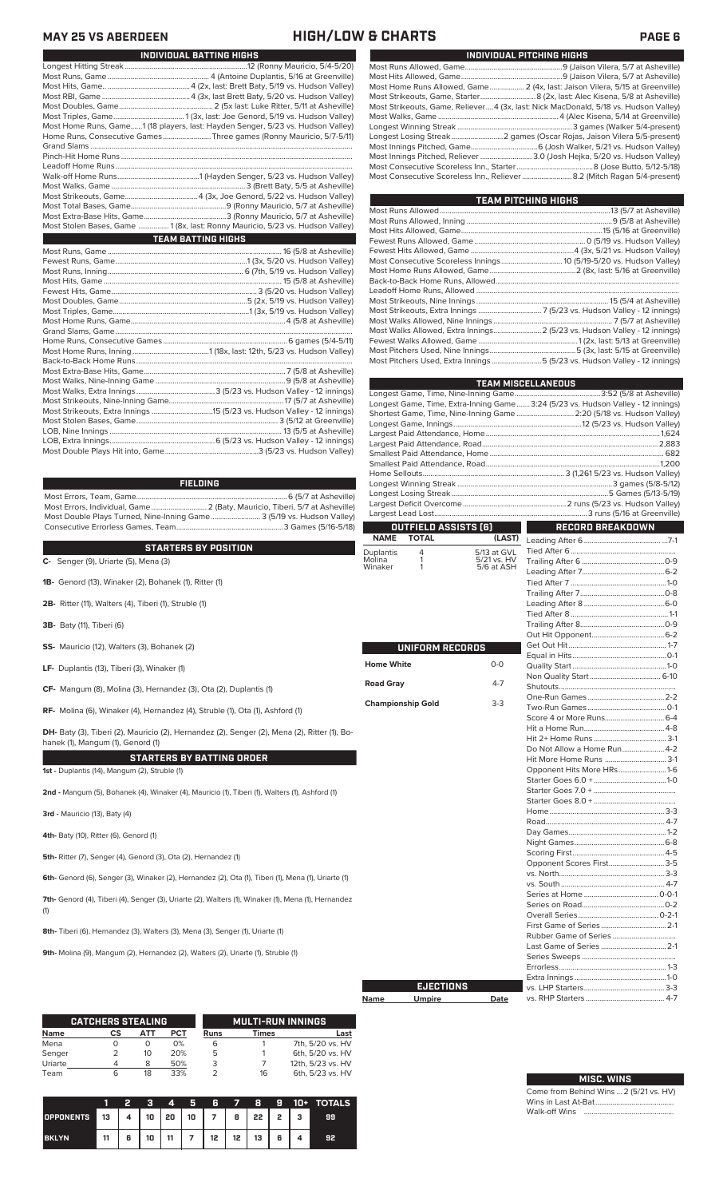# MAY 25 VS ABERDEEN — HIGH/LOW & CHARTS

## INDIVIDUAL BATTING HIGHS

| | |
|---|---|
| Longest Hitting Streak | 12 (Ronny Mauricio, 5/4-5/20) |
| Most Runs, Game | 4 (Antoine Duplantis, 5/16 at Greenville) |
| Most Hits, Game | 4 (2x, last: Brett Baty, 5/19 vs. Hudson Valley) |
| Most RBI, Game | 4 (3x, last Brett Baty, 5/20 vs. Hudson Valley) |
| Most Doubles, Game | 2 (5x last: Luke Ritter, 5/11 at Asheville) |
| Most Triples, Game | 1 (3x, last: Joe Genord, 5/19 vs. Hudson Valley) |
| Most Home Runs, Game | 1 (18 players, last: Hayden Senger, 5/23 vs. Hudson Valley) |
| Home Runs, Consecutive Games | Three games (Ronny Mauricio, 5/7-5/11) |
| Grand Slams | |
| Pinch-Hit Home Runs | |
| Leadoff Home Runs | |
| Walk-off Home Runs | 1 (Hayden Senger, 5/23 vs. Hudson Valley) |
| Most Walks, Game | 3 (Brett Baty, 5/5 at Asheville) |
| Most Strikeouts, Game | 4 (3x, Joe Genord, 5/22 vs. Hudson Valley) |
| Most Total Bases, Game | 9 (Ronny Mauricio, 5/7 at Asheville) |
| Most Extra-Base Hits, Game | 3 (Ronny Mauricio, 5/7 at Asheville) |
| Most Stolen Bases, Game | 1 (8x, last: Ronny Mauricio, 5/23 vs. Hudson Valley) |

## TEAM BATTING HIGHS

| | |
|---|---|
| Most Runs, Game | 16 (5/8 at Asheville) |
| Fewest Runs, Game | 1 (3x, 5/20 vs. Hudson Valley) |
| Most Runs, Inning | 6 (7th, 5/19 vs. Hudson Valley) |
| Most Hits, Game | 15 (5/8 at Asheville) |
| Fewest Hits, Game | 3 (5/20 vs. Hudson Valley) |
| Most Doubles, Game | 5 (2x, 5/19 vs. Hudson Valley) |
| Most Triples, Game | 1 (3x, 5/19 vs. Hudson Valley) |
| Most Home Runs, Game | 4 (5/8 at Asheville) |
| Grand Slams, Game | |
| Home Runs, Consecutive Games | 6 games (5/4-5/11) |
| Most Home Runs, Inning | 1 (18x, last: 12th, 5/23 vs. Hudson Valley) |
| Back-to-Back Home Runs | |
| Most Extra-Base Hits, Game | 7 (5/8 at Asheville) |
| Most Walks, Nine-Inning Game | 9 (5/8 at Asheville) |
| Most Walks, Extra Innings | 3 (5/23 vs. Hudson Valley - 12 innings) |
| Most Strikeouts, Nine-Inning Game | 17 (5/7 at Asheville) |
| Most Strikeouts, Extra Innings | 15 (5/23 vs. Hudson Valley - 12 innings) |
| Most Stolen Bases, Game | 3 (5/12 at Greenville) |
| LOB, Nine Innings | 13 (5/5 at Asheville) |
| LOB, Extra Innings | 6 (5/23 vs. Hudson Valley - 12 innings) |
| Most Double Plays Hit into, Game | 3 (5/23 vs. Hudson Valley) |

## FIELDING

| | |
|---|---|
| Most Errors, Team, Game | 6 (5/7 at Asheville) |
| Most Errors, Individual, Game | 2 (Baty, Mauricio, Tiberi, 5/7 at Asheville) |
| Most Double Plays Turned, Nine-Inning Game | 3 (5/19 vs. Hudson Valley) |
| Consecutive Errorless Games, Team | 3 Games (5/16-5/18) |

## STARTERS BY POSITION

**C-** Senger (9), Uriarte (5), Mena (3)

**1B-** Genord (13), Winaker (2), Bohanek (1), Ritter (1)

**2B-** Ritter (11), Walters (4), Tiberi (1), Struble (1)

**3B-** Baty (11), Tiberi (6)

**SS-** Mauricio (12), Walters (3), Bohanek (2)

**LF-** Duplantis (13), Tiberi (3), Winaker (1)

**CF-** Mangum (8), Molina (3), Hernandez (3), Ota (2), Duplantis (1)

**RF-** Molina (6), Winaker (4), Hernandez (4), Struble (1), Ota (1), Ashford (1)

**DH-** Baty (3), Tiberi (2), Mauricio (2), Hernandez (2), Senger (2), Mena (2), Ritter (1), Bohanek (1), Mangum (1), Genord (1)

## STARTERS BY BATTING ORDER

**1st -** Duplantis (14), Mangum (2), Struble (1)

**2nd -** Mangum (5), Bohanek (4), Winaker (4), Mauricio (1), Tiberi (1), Walters (1), Ashford (1)

**3rd -** Mauricio (13), Baty (4)

**4th-** Baty (10), Ritter (6), Genord (1)

**5th-** Ritter (7), Senger (4), Genord (3), Ota (2), Hernandez (1)

**6th-** Genord (6), Senger (3), Winaker (2), Hernandez (2), Ota (1), Tiberi (1), Mena (1), Uriarte (1)

**7th-** Genord (4), Tiberi (4), Senger (3), Uriarte (2), Walters (1), Winaker (1), Mena (1), Hernandez (1)

**8th-** Tiberi (6), Hernandez (3), Walters (3), Mena (3), Senger (1), Uriarte (1)

**9th-** Molina (9), Mangum (2), Hernandez (2), Walters (2), Uriarte (1), Struble (1)

## INDIVIDUAL PITCHING HIGHS

| | |
|---|---|
| Most Runs Allowed, Game | 9 (Jaison Vilera, 5/7 at Asheville) |
| Most Hits Allowed, Game | 9 (Jaison Vilera, 5/7 at Asheville) |
| Most Home Runs Allowed, Game | 2 (4x, last: Jaison Vilera, 5/15 at Greenville) |
| Most Strikeouts, Game, Starter | 8 (2x, last: Alec Kisena, 5/8 at Asheville) |
| Most Strikeouts, Game, Reliever | 4 (3x, last: Nick MacDonald, 5/18 vs. Hudson Valley) |
| Most Walks, Game | 4 (Alec Kisena, 5/14 at Greenville) |
| Longest Winning Streak | 3 games (Walker 5/4-present) |
| Longest Losing Streak | 2 games (Oscar Rojas, Jaison Vilera 5/5-present) |
| Most Innings Pitched, Game | 6 (Josh Walker, 5/21 vs. Hudson Valley) |
| Most Innings Pitched, Reliever | 3.0 (Josh Hejka, 5/20 vs. Hudson Valley) |
| Most Consecutive Scoreless Inn., Starter | 8 (Jose Butto, 5/12-5/18) |
| Most Consecutive Scoreless Inn., Reliever | 8.2 (Mitch Ragan 5/4-present) |

## TEAM PITCHING HIGHS

| | |
|---|---|
| Most Runs Allowed | 13 (5/7 at Asheville) |
| Most Runs Allowed, Inning | 9 (5/8 at Asheville) |
| Most Hits Allowed, Game | 15 (5/16 at Greenville) |
| Fewest Runs Allowed, Game | 0 (5/19 vs. Hudson Valley) |
| Fewest Hits Allowed, Game | 4 (3x, 5/21 vs. Hudson Valley) |
| Most Consecutive Scoreless Innings | 10 (5/19-5/20 vs. Hudson Valley) |
| Most Home Runs Allowed, Game | 2 (8x, last: 5/16 at Greenville) |
| Back-to-Back Home Runs, Allowed | |
| Leadoff Home Runs, Allowed | |
| Most Strikeouts, Nine Innings | 15 (5/4 at Asheville) |
| Most Strikeouts, Extra Innings | 7 (5/23 vs. Hudson Valley - 12 innings) |
| Most Walks Allowed, Nine Innings | 7 (5/7 at Asheville) |
| Most Walks Allowed, Extra Innings | 2 (5/23 vs. Hudson Valley - 12 innings) |
| Fewest Walks Allowed, Game | 1 (2x, last: 5/13 at Greenville) |
| Most Pitchers Used, Nine Innings | 5 (3x, last: 5/15 at Greenville) |
| Most Pitchers Used, Extra Innings | 5 (5/23 vs. Hudson Valley - 12 innings) |

## TEAM MISCELLANEOUS

| | |
|---|---|
| Longest Game, Time, Nine-Inning Game | 3:52 (5/8 at Asheville) |
| Longest Game, Time, Extra-Inning Game | 3:24 (5/23 vs. Hudson Valley - 12 innings) |
| Shortest Game, Time, Nine-Inning Game | 2:20 (5/18 vs. Hudson Valley) |
| Longest Game, Innings | 12 (5/23 vs. Hudson Valley) |
| Largest Paid Attendance, Home | 1,624 |
| Largest Paid Attendance, Road | 2,883 |
| Smallest Paid Attendance, Home | 682 |
| Smallest Paid Attendance, Road | 1,200 |
| Home Sellouts | 3 (1,261 5/23 vs. Hudson Valley) |
| Longest Winning Streak | 3 games (5/8-5/12) |
| Longest Losing Streak | 5 Games (5/13-5/19) |
| Largest Deficit Overcome | 2 runs (5/23 vs. Hudson Valley) |
| Largest Lead Lost | 3 runs (5/16 at Greenville) |

## OUTFIELD ASSISTS (6)

| NAME | TOTAL | (LAST) |
|---|---|---|
| Duplantis | 4 | 5/13 at GVL |
| Molina | 1 | 5/21 vs. HV |
| Winaker | 1 | 5/6 at ASH |

## UNIFORM RECORDS

| | |
|---|---|
| Home White | 0-0 |
| Road Gray | 4-7 |
| Championship Gold | 3-3 |

## EJECTIONS

| Name | Umpire | Date |
|---|---|---|

## RECORD BREAKDOWN

| | |
|---|---|
| Leading After 6 | 7-1 |
| Tied After 6 | |
| Trailing After 6 | 0-9 |
| Leading After 7 | 6-2 |
| Tied After 7 | 1-0 |
| Trailing After 7 | 0-8 |
| Leading After 8 | 6-0 |
| Tied After 8 | 1-1 |
| Trailing After 8 | 0-9 |
| Out Hit Opponent | 6-2 |
| Get Out Hit | 1-7 |
| Equal in Hits | 0-1 |
| Quality Start | 1-0 |
| Non Quality Start | 6-10 |
| Shutouts | |
| One-Run Games | 2-2 |
| Two-Run Games | 0-1 |
| Score 4 or More Runs | 6-4 |
| Hit a Home Run | 4-8 |
| Hit 2+ Home Runs | 3-1 |
| Do Not Allow a Home Run | 4-2 |
| Hit More Home Runs | 3-1 |
| Opponent Hits More HRs | 1-6 |
| Starter Goes 6.0 + | 1-0 |
| Starter Goes 7.0 + | |
| Starter Goes 8.0 + | |
| Home | 3-3 |
| Road | 4-7 |
| Day Games | 1-2 |
| Night Games | 6-8 |
| Scoring First | 4-5 |
| Opponent Scores First | 3-5 |
| vs. North | 3-3 |
| vs. South | 4-7 |
| Series at Home | 0-0-1 |
| Series on Road | 0-2 |
| Overall Series | 0-2-1 |
| First Game of Series | 2-1 |
| Rubber Game of Series | |
| Last Game of Series | 2-1 |
| Series Sweeps | |
| Errorless | 1-3 |
| Extra Innings | 1-0 |
| vs. LHP Starters | 3-3 |
| vs. RHP Starters | 4-7 |

## CATCHERS STEALING

| Name | CS | ATT | PCT |
|---|---|---|---|
| Mena | 0 | 0 | 0% |
| Senger | 2 | 10 | 20% |
| Uriarte | 4 | 8 | 50% |
| Team | 6 | 18 | 33% |

## MULTI-RUN INNINGS

| Runs | Times | Last |
|---|---|---|
| 6 | 1 | 7th, 5/20 vs. HV |
| 5 | 1 | 6th, 5/20 vs. HV |
| 3 | 7 | 12th, 5/23 vs. HV |
| 2 | 16 | 6th, 5/23 vs. HV |

| | 1 | 2 | 3 | 4 | 5 | 6 | 7 | 8 | 9 | 10+ | TOTALS |
|---|---|---|---|---|---|---|---|---|---|---|---|
| OPPONENTS | 13 | 4 | 10 | 20 | 10 | 7 | 8 | 22 | 2 | 3 | 99 |
| BKLYN | 11 | 6 | 10 | 11 | 7 | 12 | 12 | 13 | 6 | 4 | 92 |

## MISC. WINS

| | |
|---|---|
| Come from Behind Wins | 2 (5/21 vs. HV) |
| Wins in Last At-Bat | |
| Walk-off Wins | |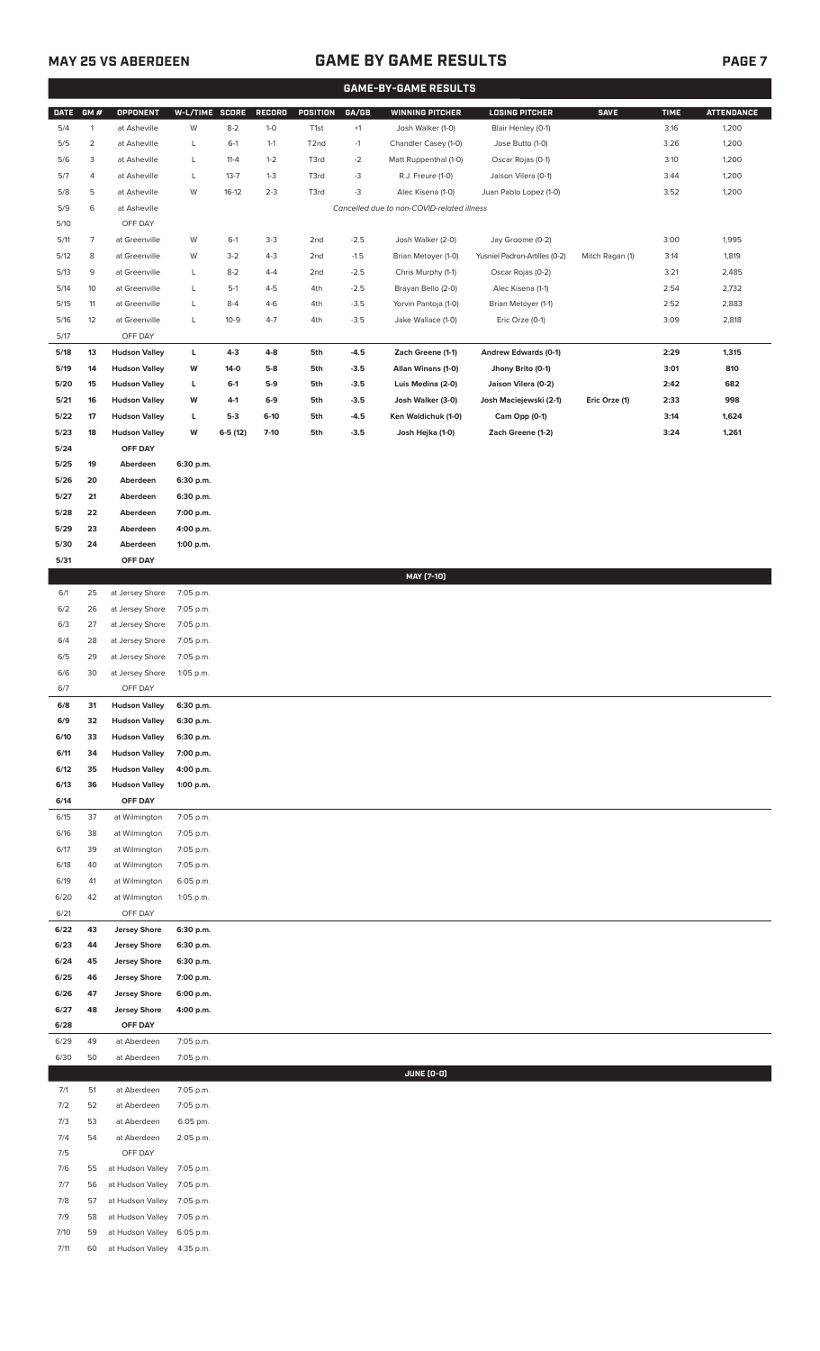## MAY 25 VS ABERDEEN — GAME BY GAME RESULTS

### GAME-BY-GAME RESULTS

| DATE | GM # | OPPONENT | W-L/TIME | SCORE | RECORD | POSITION | GA/GB | WINNING PITCHER | LOSING PITCHER | SAVE | TIME | ATTENDANCE |
|---|---|---|---|---|---|---|---|---|---|---|---|---|
| 5/4 | 1 | at Asheville | W | 8-2 | 1-0 | T1st | +1 | Josh Walker (1-0) | Blair Henley (0-1) | | 3:16 | 1,200 |
| 5/5 | 2 | at Asheville | L | 6-1 | 1-1 | T2nd | -1 | Chandler Casey (1-0) | Jose Butto (1-0) | | 3:26 | 1,200 |
| 5/6 | 3 | at Asheville | L | 11-4 | 1-2 | T3rd | -2 | Matt Ruppenthal (1-0) | Oscar Rojas (0-1) | | 3:10 | 1,200 |
| 5/7 | 4 | at Asheville | L | 13-7 | 1-3 | T3rd | -3 | R.J. Freure (1-0) | Jaison Vilera (0-1) | | 3:44 | 1,200 |
| 5/8 | 5 | at Asheville | W | 16-12 | 2-3 | T3rd | -3 | Alec Kisena (1-0) | Juan Pablo Lopez (1-0) | | 3:52 | 1,200 |
| 5/9 | 6 | at Asheville | | | | | | *Cancelled due to non-COVID-related illness* | | | | |
| 5/10 | | OFF DAY | | | | | | | | | | |
| 5/11 | 7 | at Greenville | W | 6-1 | 3-3 | 2nd | -2.5 | Josh Walker (2-0) | Jay Groome (0-2) | | 3:00 | 1,995 |
| 5/12 | 8 | at Greenville | W | 3-2 | 4-3 | 2nd | -1.5 | Brian Metoyer (1-0) | Yusniel Padron-Artilles (0-2) | Mitch Ragan (1) | 3:14 | 1,819 |
| 5/13 | 9 | at Greenville | L | 8-2 | 4-4 | 2nd | -2.5 | Chris Murphy (1-1) | Oscar Rojas (0-2) | | 3:21 | 2,485 |
| 5/14 | 10 | at Greenville | L | 5-1 | 4-5 | 4th | -2.5 | Brayan Bello (2-0) | Alec Kisena (1-1) | | 2:54 | 2,732 |
| 5/15 | 11 | at Greenville | L | 8-4 | 4-6 | 4th | -3.5 | Yorvin Pantoja (1-0) | Brian Metoyer (1-1) | | 2:52 | 2,883 |
| 5/16 | 12 | at Greenville | L | 10-9 | 4-7 | 4th | -3.5 | Jake Wallace (1-0) | Eric Orze (0-1) | | 3:09 | 2,818 |
| 5/17 | | OFF DAY | | | | | | | | | | |
| **5/18** | **13** | **Hudson Valley** | **L** | **4-3** | **4-8** | **5th** | **-4.5** | **Zach Greene (1-1)** | **Andrew Edwards (0-1)** | | **2:29** | **1,315** |
| **5/19** | **14** | **Hudson Valley** | **W** | **14-0** | **5-8** | **5th** | **-3.5** | **Allan Winans (1-0)** | **Jhony Brito (0-1)** | | **3:01** | **810** |
| **5/20** | **15** | **Hudson Valley** | **L** | **6-1** | **5-9** | **5th** | **-3.5** | **Luis Medina (2-0)** | **Jaison Vilera (0-2)** | | **2:42** | **682** |
| **5/21** | **16** | **Hudson Valley** | **W** | **4-1** | **6-9** | **5th** | **-3.5** | **Josh Walker (3-0)** | **Josh Maciejewski (2-1)** | **Eric Orze (1)** | **2:33** | **998** |
| **5/22** | **17** | **Hudson Valley** | **L** | **5-3** | **6-10** | **5th** | **-4.5** | **Ken Waldichuk (1-0)** | **Cam Opp (0-1)** | | **3:14** | **1,624** |
| **5/23** | **18** | **Hudson Valley** | **W** | **6-5 (12)** | **7-10** | **5th** | **-3.5** | **Josh Hejka (1-0)** | **Zach Greene (1-2)** | | **3:24** | **1,261** |
| **5/24** | | **OFF DAY** | | | | | | | | | | |
| **5/25** | **19** | **Aberdeen** | **6:30 p.m.** | | | | | | | | | |
| **5/26** | **20** | **Aberdeen** | **6:30 p.m.** | | | | | | | | | |
| **5/27** | **21** | **Aberdeen** | **6:30 p.m.** | | | | | | | | | |
| **5/28** | **22** | **Aberdeen** | **7:00 p.m.** | | | | | | | | | |
| **5/29** | **23** | **Aberdeen** | **4:00 p.m.** | | | | | | | | | |
| **5/30** | **24** | **Aberdeen** | **1:00 p.m.** | | | | | | | | | |
| **5/31** | | **OFF DAY** | | | | | | | | | | |
| | | | | | | | | **MAY (7-10)** | | | | |
| 6/1 | 25 | at Jersey Shore | 7:05 p.m. | | | | | | | | | |
| 6/2 | 26 | at Jersey Shore | 7:05 p.m. | | | | | | | | | |
| 6/3 | 27 | at Jersey Shore | 7:05 p.m. | | | | | | | | | |
| 6/4 | 28 | at Jersey Shore | 7:05 p.m. | | | | | | | | | |
| 6/5 | 29 | at Jersey Shore | 7:05 p.m. | | | | | | | | | |
| 6/6 | 30 | at Jersey Shore | 1:05 p.m. | | | | | | | | | |
| 6/7 | | OFF DAY | | | | | | | | | | |
| **6/8** | **31** | **Hudson Valley** | **6:30 p.m.** | | | | | | | | | |
| **6/9** | **32** | **Hudson Valley** | **6:30 p.m.** | | | | | | | | | |
| **6/10** | **33** | **Hudson Valley** | **6:30 p.m.** | | | | | | | | | |
| **6/11** | **34** | **Hudson Valley** | **7:00 p.m.** | | | | | | | | | |
| **6/12** | **35** | **Hudson Valley** | **4:00 p.m.** | | | | | | | | | |
| **6/13** | **36** | **Hudson Valley** | **1:00 p.m.** | | | | | | | | | |
| **6/14** | | **OFF DAY** | | | | | | | | | | |
| 6/15 | 37 | at Wilmington | 7:05 p.m. | | | | | | | | | |
| 6/16 | 38 | at Wilmington | 7:05 p.m. | | | | | | | | | |
| 6/17 | 39 | at Wilmington | 7:05 p.m. | | | | | | | | | |
| 6/18 | 40 | at Wilmington | 7:05 p.m. | | | | | | | | | |
| 6/19 | 41 | at Wilmington | 6:05 p.m. | | | | | | | | | |
| 6/20 | 42 | at Wilmington | 1:05 p.m. | | | | | | | | | |
| 6/21 | | OFF DAY | | | | | | | | | | |
| **6/22** | **43** | **Jersey Shore** | **6:30 p.m.** | | | | | | | | | |
| **6/23** | **44** | **Jersey Shore** | **6:30 p.m.** | | | | | | | | | |
| **6/24** | **45** | **Jersey Shore** | **6:30 p.m.** | | | | | | | | | |
| **6/25** | **46** | **Jersey Shore** | **7:00 p.m.** | | | | | | | | | |
| **6/26** | **47** | **Jersey Shore** | **6:00 p.m.** | | | | | | | | | |
| **6/27** | **48** | **Jersey Shore** | **4:00 p.m.** | | | | | | | | | |
| **6/28** | | **OFF DAY** | | | | | | | | | | |
| 6/29 | 49 | at Aberdeen | 7:05 p.m. | | | | | | | | | |
| 6/30 | 50 | at Aberdeen | 7:05 p.m. | | | | | | | | | |
| | | | | | | | | **JUNE (0-0)** | | | | |
| 7/1 | 51 | at Aberdeen | 7:05 p.m. | | | | | | | | | |
| 7/2 | 52 | at Aberdeen | 7:05 p.m. | | | | | | | | | |
| 7/3 | 53 | at Aberdeen | 6:05 pm. | | | | | | | | | |
| 7/4 | 54 | at Aberdeen | 2:05 p.m. | | | | | | | | | |
| 7/5 | | OFF DAY | | | | | | | | | | |
| 7/6 | 55 | at Hudson Valley | 7:05 p.m. | | | | | | | | | |
| 7/7 | 56 | at Hudson Valley | 7:05 p.m. | | | | | | | | | |
| 7/8 | 57 | at Hudson Valley | 7:05 p.m. | | | | | | | | | |
| 7/9 | 58 | at Hudson Valley | 7:05 p.m. | | | | | | | | | |
| 7/10 | 59 | at Hudson Valley | 6:05 p.m. | | | | | | | | | |
| 7/11 | 60 | at Hudson Valley | 4:35 p.m. | | | | | | | | | |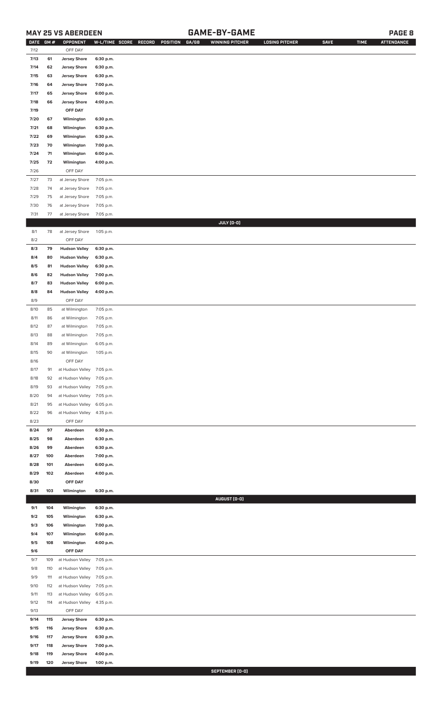## MAY 25 VS ABERDEEN

## GAME-BY-GAME

| DATE | GM # | OPPONENT | W-L/TIME | SCORE | RECORD | POSITION | GA/GB | WINNING PITCHER | LOSING PITCHER | SAVE | TIME | ATTENDANCE |
|---|---|---|---|---|---|---|---|---|---|---|---|---|
| 7/12 | | OFF DAY | | | | | | | | | | |
| 7/13 | 61 | Jersey Shore | 6:30 p.m. | | | | | | | | | |
| 7/14 | 62 | Jersey Shore | 6:30 p.m. | | | | | | | | | |
| 7/15 | 63 | Jersey Shore | 6:30 p.m. | | | | | | | | | |
| 7/16 | 64 | Jersey Shore | 7:00 p.m. | | | | | | | | | |
| 7/17 | 65 | Jersey Shore | 6:00 p.m. | | | | | | | | | |
| 7/18 | 66 | Jersey Shore | 4:00 p.m. | | | | | | | | | |
| 7/19 | | OFF DAY | | | | | | | | | | |
| 7/20 | 67 | Wilmington | 6:30 p.m. | | | | | | | | | |
| 7/21 | 68 | Wilmington | 6:30 p.m. | | | | | | | | | |
| 7/22 | 69 | Wilmington | 6:30 p.m. | | | | | | | | | |
| 7/23 | 70 | Wilmington | 7:00 p.m. | | | | | | | | | |
| 7/24 | 71 | Wilmington | 6:00 p.m. | | | | | | | | | |
| 7/25 | 72 | Wilmington | 4:00 p.m. | | | | | | | | | |
| 7/26 | | OFF DAY | | | | | | | | | | |
| 7/27 | 73 | at Jersey Shore | 7:05 p.m. | | | | | | | | | |
| 7/28 | 74 | at Jersey Shore | 7:05 p.m. | | | | | | | | | |
| 7/29 | 75 | at Jersey Shore | 7:05 p.m. | | | | | | | | | |
| 7/30 | 76 | at Jersey Shore | 7:05 p.m. | | | | | | | | | |
| 7/31 | 77 | at Jersey Shore | 7:05 p.m. | | | | | | | | | |
| | | | | | | | | JULY [0-0] | | | | |
| 8/1 | 78 | at Jersey Shore | 1:05 p.m. | | | | | | | | | |
| 8/2 | | OFF DAY | | | | | | | | | | |
| 8/3 | 79 | Hudson Valley | 6:30 p.m. | | | | | | | | | |
| 8/4 | 80 | Hudson Valley | 6:30 p.m. | | | | | | | | | |
| 8/5 | 81 | Hudson Valley | 6:30 p.m. | | | | | | | | | |
| 8/6 | 82 | Hudson Valley | 7:00 p.m. | | | | | | | | | |
| 8/7 | 83 | Hudson Valley | 6:00 p.m. | | | | | | | | | |
| 8/8 | 84 | Hudson Valley | 4:00 p.m. | | | | | | | | | |
| 8/9 | | OFF DAY | | | | | | | | | | |
| 8/10 | 85 | at Wilmington | 7:05 p.m. | | | | | | | | | |
| 8/11 | 86 | at Wilmington | 7:05 p.m. | | | | | | | | | |
| 8/12 | 87 | at Wilmington | 7:05 p.m. | | | | | | | | | |
| 8/13 | 88 | at Wilmington | 7:05 p.m. | | | | | | | | | |
| 8/14 | 89 | at Wilmington | 6:05 p.m. | | | | | | | | | |
| 8/15 | 90 | at Wilmington | 1:05 p.m. | | | | | | | | | |
| 8/16 | | OFF DAY | | | | | | | | | | |
| 8/17 | 91 | at Hudson Valley | 7:05 p.m. | | | | | | | | | |
| 8/18 | 92 | at Hudson Valley | 7:05 p.m. | | | | | | | | | |
| 8/19 | 93 | at Hudson Valley | 7:05 p.m. | | | | | | | | | |
| 8/20 | 94 | at Hudson Valley | 7:05 p.m. | | | | | | | | | |
| 8/21 | 95 | at Hudson Valley | 6:05 p.m. | | | | | | | | | |
| 8/22 | 96 | at Hudson Valley | 4:35 p.m. | | | | | | | | | |
| 8/23 | | OFF DAY | | | | | | | | | | |
| 8/24 | 97 | Aberdeen | 6:30 p.m. | | | | | | | | | |
| 8/25 | 98 | Aberdeen | 6:30 p.m. | | | | | | | | | |
| 8/26 | 99 | Aberdeen | 6:30 p.m. | | | | | | | | | |
| 8/27 | 100 | Aberdeen | 7:00 p.m. | | | | | | | | | |
| 8/28 | 101 | Aberdeen | 6:00 p.m. | | | | | | | | | |
| 8/29 | 102 | Aberdeen | 4:00 p.m. | | | | | | | | | |
| 8/30 | | OFF DAY | | | | | | | | | | |
| 8/31 | 103 | Wilmington | 6:30 p.m. | | | | | | | | | |
| | | | | | | | | AUGUST [0-0] | | | | |
| 9/1 | 104 | Wilmington | 6:30 p.m. | | | | | | | | | |
| 9/2 | 105 | Wilmington | 6:30 p.m. | | | | | | | | | |
| 9/3 | 106 | Wilmington | 7:00 p.m. | | | | | | | | | |
| 9/4 | 107 | Wilmington | 6:00 p.m. | | | | | | | | | |
| 9/5 | 108 | Wilmington | 4:00 p.m. | | | | | | | | | |
| 9/6 | | OFF DAY | | | | | | | | | | |
| 9/7 | 109 | at Hudson Valley | 7:05 p.m. | | | | | | | | | |
| 9/8 | 110 | at Hudson Valley | 7:05 p.m. | | | | | | | | | |
| 9/9 | 111 | at Hudson Valley | 7:05 p.m. | | | | | | | | | |
| 9/10 | 112 | at Hudson Valley | 7:05 p.m. | | | | | | | | | |
| 9/11 | 113 | at Hudson Valley | 6:05 p.m. | | | | | | | | | |
| 9/12 | 114 | at Hudson Valley | 4:35 p.m. | | | | | | | | | |
| 9/13 | | OFF DAY | | | | | | | | | | |
| 9/14 | 115 | Jersey Shore | 6:30 p.m. | | | | | | | | | |
| 9/15 | 116 | Jersey Shore | 6:30 p.m. | | | | | | | | | |
| 9/16 | 117 | Jersey Shore | 6:30 p.m. | | | | | | | | | |
| 9/17 | 118 | Jersey Shore | 7:00 p.m. | | | | | | | | | |
| 9/18 | 119 | Jersey Shore | 4:00 p.m. | | | | | | | | | |
| 9/19 | 120 | Jersey Shore | 1:00 p.m. | | | | | | | | | |
| | | | | | | | | SEPTEMBER [0-0] | | | | |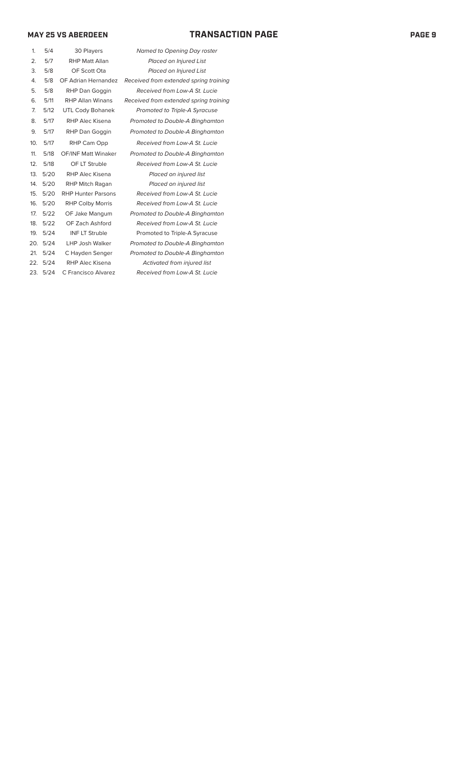# TRANSACTION PAGE

| | | | |
|---|---|---|---|
| 1. | 5/4 | 30 Players | *Named to Opening Day roster* |
| 2. | 5/7 | RHP Matt Allan | *Placed on Injured List* |
| 3. | 5/8 | OF Scott Ota | *Placed on Injured List* |
| 4. | 5/8 | OF Adrian Hernandez | *Received from extended spring training* |
| 5. | 5/8 | RHP Dan Goggin | *Received from Low-A St. Lucie* |
| 6. | 5/11 | RHP Allan Winans | *Received from extended spring training* |
| 7. | 5/12 | UTL Cody Bohanek | *Promoted to Triple-A Syracuse* |
| 8. | 5/17 | RHP Alec Kisena | *Promoted to Double-A Binghamton* |
| 9. | 5/17 | RHP Dan Goggin | *Promoted to Double-A Binghamton* |
| 10. | 5/17 | RHP Cam Opp | *Received from Low-A St. Lucie* |
| 11. | 5/18 | OF/INF Matt Winaker | *Promoted to Double-A Binghamton* |
| 12. | 5/18 | OF LT Struble | *Received from Low-A St. Lucie* |
| 13. | 5/20 | RHP Alec Kisena | *Placed on injured list* |
| 14. | 5/20 | RHP Mitch Ragan | *Placed on injured list* |
| 15. | 5/20 | RHP Hunter Parsons | *Received from Low-A St. Lucie* |
| 16. | 5/20 | RHP Colby Morris | *Received from Low-A St. Lucie* |
| 17. | 5/22 | OF Jake Mangum | *Promoted to Double-A Binghamton* |
| 18. | 5/22 | OF Zach Ashford | *Received from Low-A St. Lucie* |
| 19. | 5/24 | INF LT Struble | Promoted to Triple-A Syracuse |
| 20. | 5/24 | LHP Josh Walker | *Promoted to Double-A Binghamton* |
| 21. | 5/24 | C Hayden Senger | *Promoted to Double-A Binghamton* |
| 22. | 5/24 | RHP Alec Kisena | *Activated from injured list* |
| 23. | 5/24 | C Francisco Alvarez | *Received from Low-A St. Lucie* |